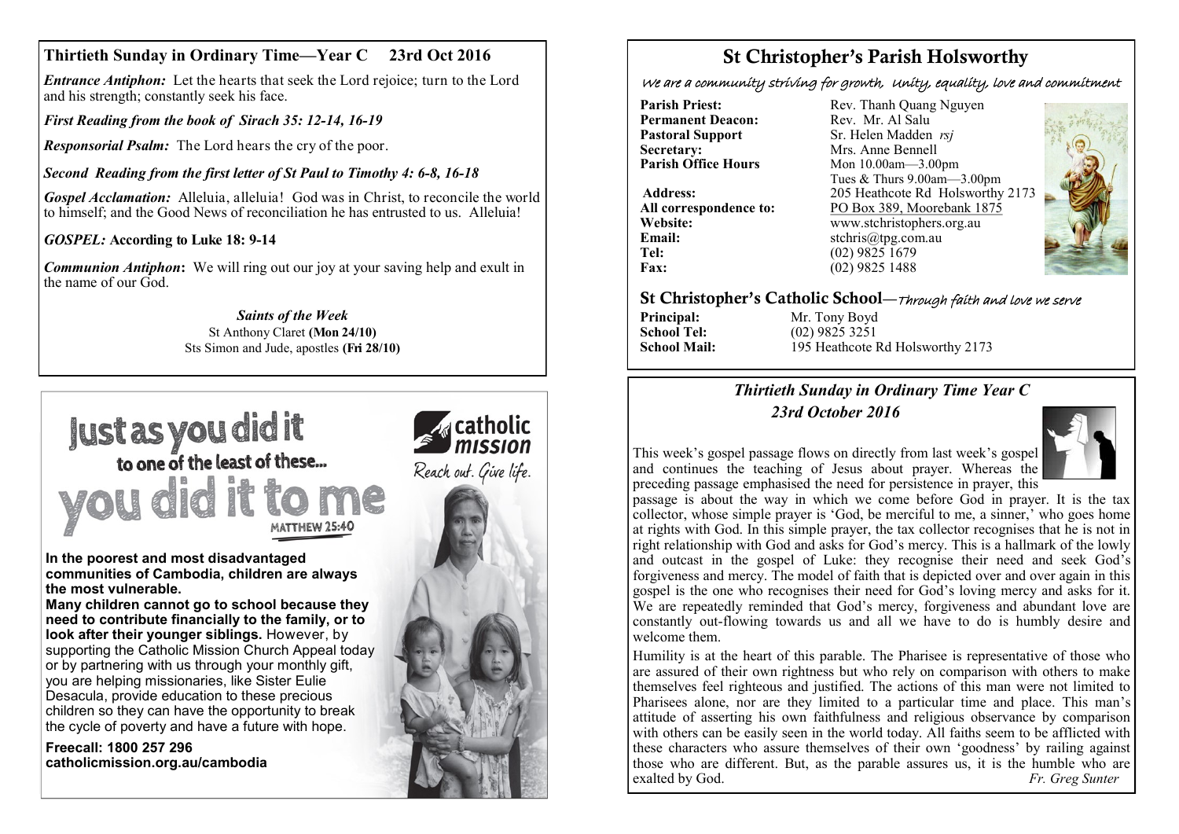## Thirtieth Sunday in Ordinary Time—Year C 23rd Oct 2016

***Entrance Antiphon:*** Let the hearts that seek the Lord rejoice; turn to the Lord and his strength; constantly seek his face.

***First Reading from the book of Sirach 35: 12-14, 16-19***

***Responsorial Psalm:*** The Lord hears the cry of the poor.

***Second Reading from the first letter of St Paul to Timothy 4: 6-8, 16-18***

***Gospel Acclamation:*** Alleluia, alleluia! God was in Christ, to reconcile the world to himself; and the Good News of reconciliation he has entrusted to us. Alleluia!

***GOSPEL:* According to Luke 18: 9-14**

***Communion Antiphon*:** We will ring out our joy at your saving help and exult in the name of our God.

***Saints of the Week***

St Anthony Claret **(Mon 24/10)**

Sts Simon and Jude, apostles **(Fri 28/10)**

---

# Just as you did it to one of the least of these... you did it to me

MATTHEW 25:40

catholic mission

Reach out. Give life.

**In the poorest and most disadvantaged communities of Cambodia, children are always the most vulnerable.**

**Many children cannot go to school because they need to contribute financially to the family, or to look after their younger siblings.** However, by supporting the Catholic Mission Church Appeal today or by partnering with us through your monthly gift, you are helping missionaries, like Sister Eulie Desacula, provide education to these precious children so they can have the opportunity to break the cycle of poverty and have a future with hope.

**Freecall: 1800 257 296**

**catholicmission.org.au/cambodia**

---

# St Christopher's Parish Holsworthy

*We are a community striving for growth, Unity, equality, love and commitment*

**Parish Priest:** Rev. Thanh Quang Nguyen

**Permanent Deacon:** Rev. Mr. Al Salu

**Pastoral Support** Sr. Helen Madden *rsj*

**Secretary:** Mrs. Anne Bennell

**Parish Office Hours** Mon 10.00am—3.00pm; Tues & Thurs 9.00am—3.00pm

**Address:** 205 Heathcote Rd Holsworthy 2173

**All correspondence to:** PO Box 389, Moorebank 1875

**Website:** www.stchristophers.org.au

**Email:** stchris@tpg.com.au

**Tel:** (02) 9825 1679

**Fax:** (02) 9825 1488

## St Christopher's Catholic School—*Through faith and love we serve*

**Principal:** Mr. Tony Boyd

**School Tel:** (02) 9825 3251

**School Mail:** 195 Heathcote Rd Holsworthy 2173

---

## *Thirtieth Sunday in Ordinary Time Year C*

### *23rd October 2016*

This week's gospel passage flows on directly from last week's gospel and continues the teaching of Jesus about prayer. Whereas the preceding passage emphasised the need for persistence in prayer, this passage is about the way in which we come before God in prayer. It is the tax collector, whose simple prayer is 'God, be merciful to me, a sinner,' who goes home at rights with God. In this simple prayer, the tax collector recognises that he is not in right relationship with God and asks for God's mercy. This is a hallmark of the lowly and outcast in the gospel of Luke: they recognise their need and seek God's forgiveness and mercy. The model of faith that is depicted over and over again in this gospel is the one who recognises their need for God's loving mercy and asks for it. We are repeatedly reminded that God's mercy, forgiveness and abundant love are constantly out-flowing towards us and all we have to do is humbly desire and welcome them.

Humility is at the heart of this parable. The Pharisee is representative of those who are assured of their own rightness but who rely on comparison with others to make themselves feel righteous and justified. The actions of this man were not limited to Pharisees alone, nor are they limited to a particular time and place. This man's attitude of asserting his own faithfulness and religious observance by comparison with others can be easily seen in the world today. All faiths seem to be afflicted with these characters who assure themselves of their own 'goodness' by railing against those who are different. But, as the parable assures us, it is the humble who are exalted by God. *Fr. Greg Sunter*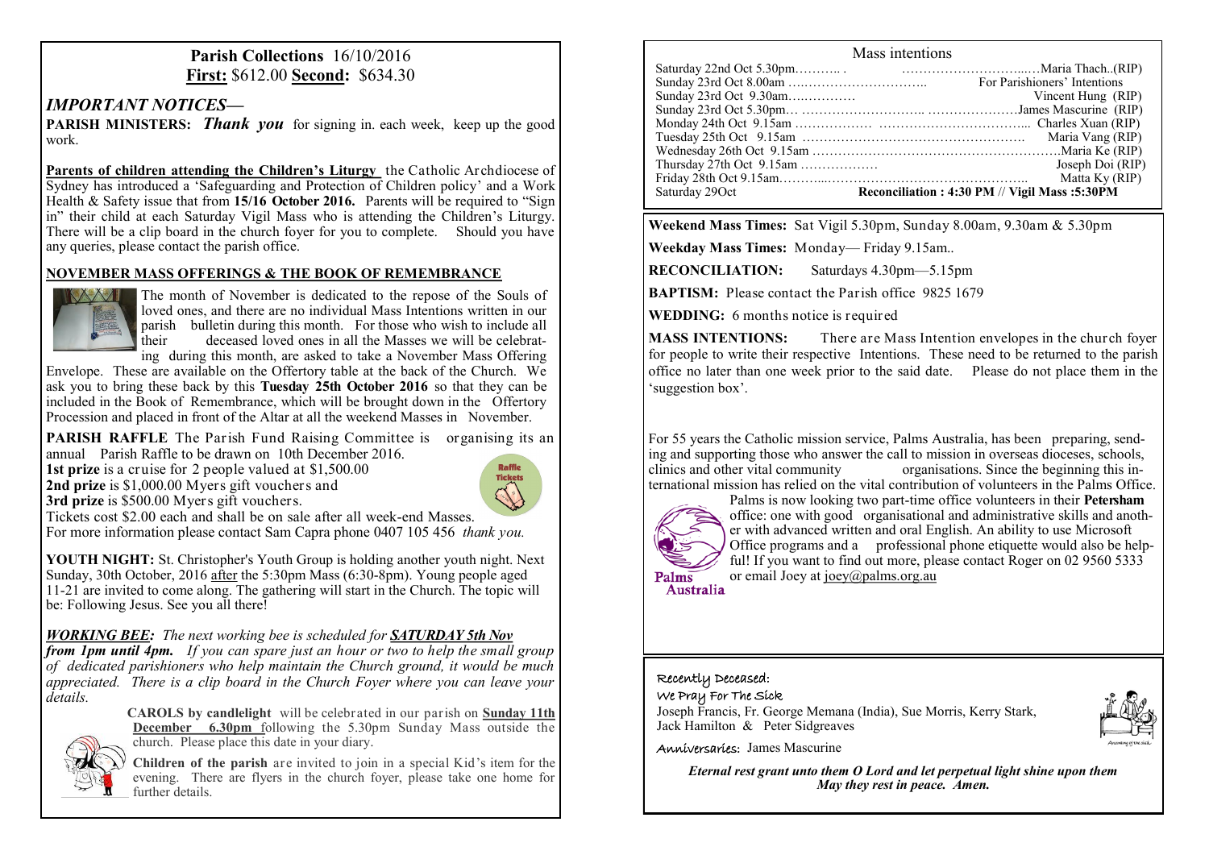## Parish Collections 16/10/2016

**First:** $612.00 **Second:** $634.30

### *IMPORTANT NOTICES—*

**PARISH MINISTERS:** ***Thank you*** for signing in. each week, keep up the good work.

**Parents of children attending the Children's Liturgy** the Catholic Archdiocese of Sydney has introduced a 'Safeguarding and Protection of Children policy' and a Work Health & Safety issue that from **15/16 October 2016.** Parents will be required to "Sign in" their child at each Saturday Vigil Mass who is attending the Children's Liturgy. There will be a clip board in the church foyer for you to complete. Should you have any queries, please contact the parish office.

**NOVEMBER MASS OFFERINGS & THE BOOK OF REMEMBRANCE**

The month of November is dedicated to the repose of the Souls of loved ones, and there are no individual Mass Intentions written in our parish bulletin during this month. For those who wish to include all their deceased loved ones in all the Masses we will be celebrating during this month, are asked to take a November Mass Offering Envelope. These are available on the Offertory table at the back of the Church. We ask you to bring these back by this **Tuesday 25th October 2016** so that they can be included in the Book of Remembrance, which will be brought down in the Offertory Procession and placed in front of the Altar at all the weekend Masses in November.

**PARISH RAFFLE** The Parish Fund Raising Committee is organising its an annual Parish Raffle to be drawn on 10th December 2016.
**1st prize** is a cruise for 2 people valued at $1,500.00
**2nd prize** is $1,000.00 Myers gift vouchers and
**3rd prize** is $500.00 Myers gift vouchers.
Tickets cost $2.00 each and shall be on sale after all week-end Masses.
For more information please contact Sam Capra phone 0407 105 456 *thank you.*

**YOUTH NIGHT:** St. Christopher's Youth Group is holding another youth night. Next Sunday, 30th October, 2016 after the 5:30pm Mass (6:30-8pm). Young people aged 11-21 are invited to come along. The gathering will start in the Church. The topic will be: Following Jesus. See you all there!

***WORKING BEE:** The next working bee is scheduled for **SATURDAY 5th Nov from 1pm until 4pm.** If you can spare just an hour or two to help the small group of dedicated parishioners who help maintain the Church ground, it would be much appreciated. There is a clip board in the Church Foyer where you can leave your details.*

**CAROLS by candlelight** will be celebrated in our parish on **Sunday 11th December 6.30pm** following the 5.30pm Sunday Mass outside the church. Please place this date in your diary.

**Children of the parish** are invited to join in a special Kid's item for the evening. There are flyers in the church foyer, please take one home for further details.

### Mass intentions

| | |
|---|---|
| Saturday 22nd Oct 5.30pm | Maria Thach..(RIP) |
| Sunday 23rd Oct 8.00am | For Parishioners' Intentions |
| Sunday 23rd Oct 9.30am | Vincent Hung (RIP) |
| Sunday 23rd Oct 5.30pm | James Mascurine (RIP) |
| Monday 24th Oct 9.15am | Charles Xuan (RIP) |
| Tuesday 25th Oct 9.15am | Maria Vang (RIP) |
| Wednesday 26th Oct 9.15am | Maria Ke (RIP) |
| Thursday 27th Oct 9.15am | Joseph Doi (RIP) |
| Friday 28th Oct 9.15am | Matta Ky (RIP) |
| Saturday 29Oct | **Reconciliation : 4:30 PM // Vigil Mass :5:30PM** |

**Weekend Mass Times:** Sat Vigil 5.30pm, Sunday 8.00am, 9.30am & 5.30pm

**Weekday Mass Times:** Monday— Friday 9.15am..

**RECONCILIATION:** Saturdays 4.30pm—5.15pm

**BAPTISM:** Please contact the Parish office 9825 1679

**WEDDING:** 6 months notice is required

**MASS INTENTIONS:** There are Mass Intention envelopes in the church foyer for people to write their respective Intentions. These need to be returned to the parish office no later than one week prior to the said date. Please do not place them in the 'suggestion box'.

For 55 years the Catholic mission service, Palms Australia, has been preparing, sending and supporting those who answer the call to mission in overseas dioceses, schools, clinics and other vital community organisations. Since the beginning this international mission has relied on the vital contribution of volunteers in the Palms Office. Palms is now looking two part-time office volunteers in their **Petersham** office: one with good organisational and administrative skills and another with advanced written and oral English. An ability to use Microsoft Office programs and a professional phone etiquette would also be helpful! If you want to find out more, please contact Roger on 02 9560 5333 or email Joey at joey@palms.org.au

Palms Australia

Recently Deceased:

We Pray For The Sick
Joseph Francis, Fr. George Memana (India), Sue Morris, Kerry Stark, Jack Hamilton & Peter Sidgreaves

Anniversaries: James Mascurine

***Eternal rest grant unto them O Lord and let perpetual light shine upon them May they rest in peace. Amen.***